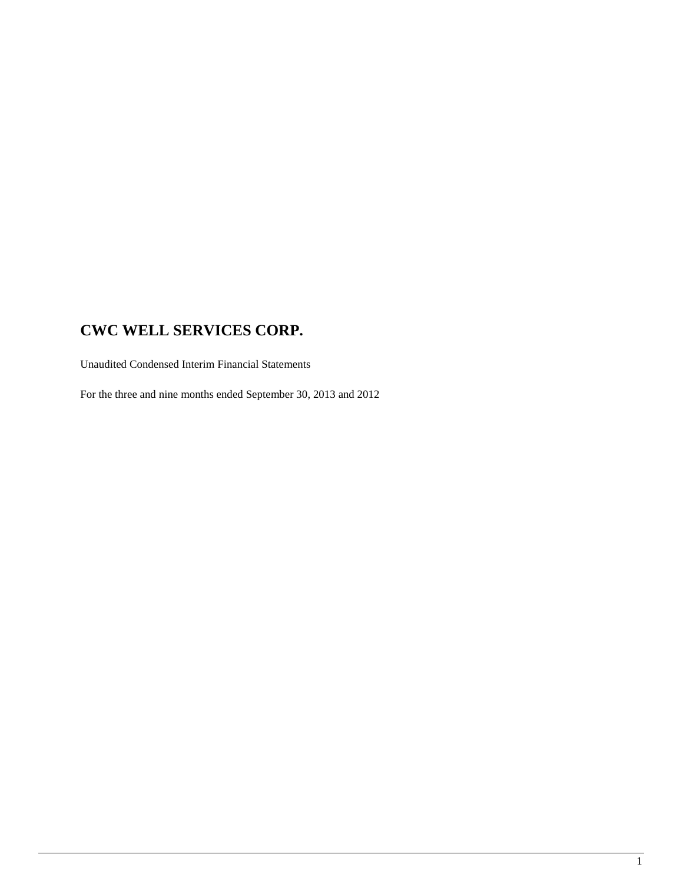# CWC WELL SERVICES CORP.

Unaudited Condensed Interim Financial Statements

For the three and nine months ended September 30, 2013 and 2012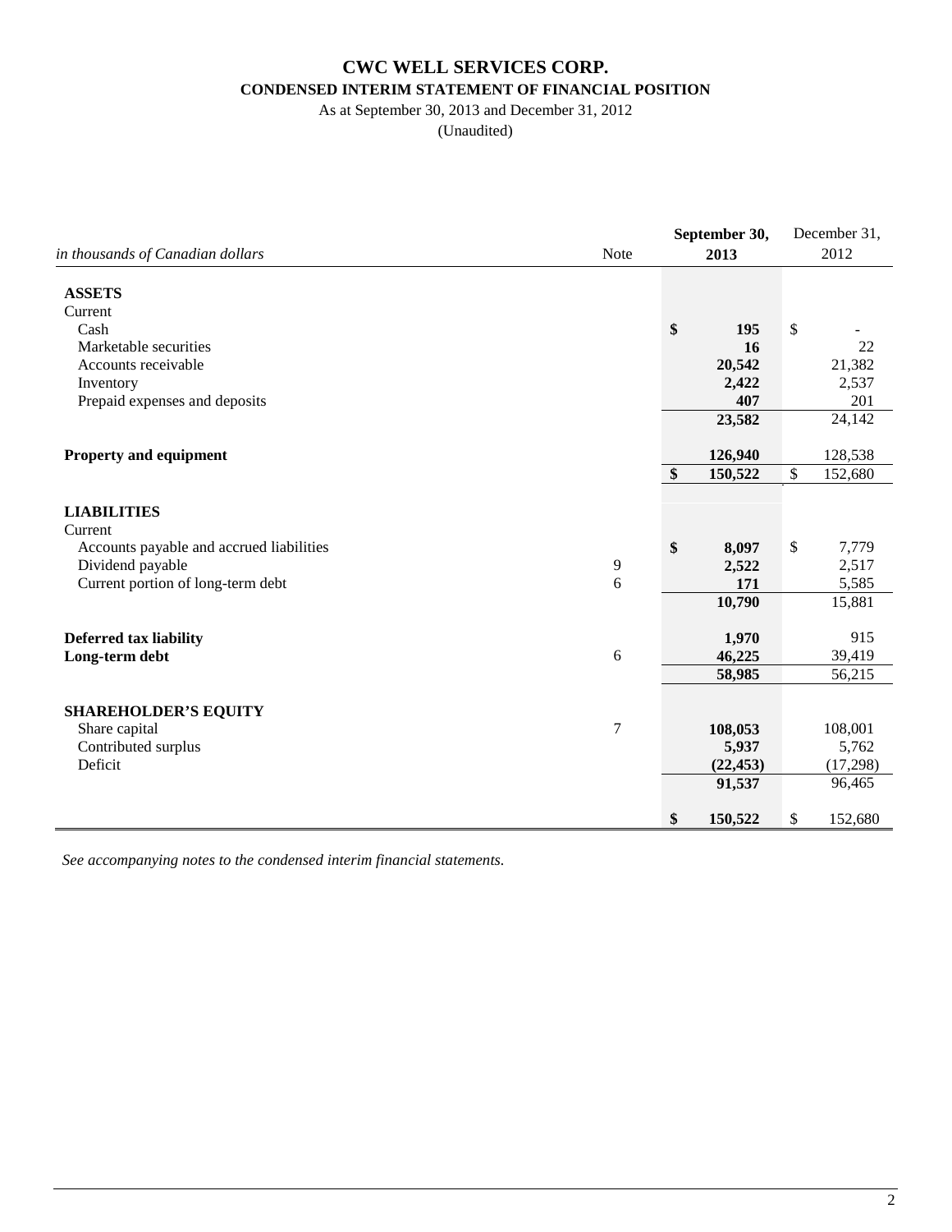# CWC WELL SERVICES CORP.

## CONDENSED INTERIM STATEMENT OF FINANCIAL POSITION

As at September 30, 2013 and December 31, 2012

(Unaudited)

| *in thousands of Canadian dollars* | Note | **September 30, 2013** | December 31, 2012 |
|---|---|---|---|
| **ASSETS** | | | |
| Current | | | |
| Cash | | **$ 195** | $ - |
| Marketable securities | | **16** | 22 |
| Accounts receivable | | **20,542** | 21,382 |
| Inventory | | **2,422** | 2,537 |
| Prepaid expenses and deposits | | **407** | 201 |
| | | **23,582** | 24,142 |
| **Property and equipment** | | **126,940** | 128,538 |
| | | **$ 150,522** | $ 152,680 |
| **LIABILITIES** | | | |
| Current | | | |
| Accounts payable and accrued liabilities | | **$ 8,097** | $ 7,779 |
| Dividend payable | 9 | **2,522** | 2,517 |
| Current portion of long-term debt | 6 | **171** | 5,585 |
| | | **10,790** | 15,881 |
| **Deferred tax liability** | | **1,970** | 915 |
| **Long-term debt** | 6 | **46,225** | 39,419 |
| | | **58,985** | 56,215 |
| **SHAREHOLDER'S EQUITY** | | | |
| Share capital | 7 | **108,053** | 108,001 |
| Contributed surplus | | **5,937** | 5,762 |
| Deficit | | **(22,453)** | (17,298) |
| | | **91,537** | 96,465 |
| | | **$ 150,522** | $ 152,680 |

*See accompanying notes to the condensed interim financial statements.*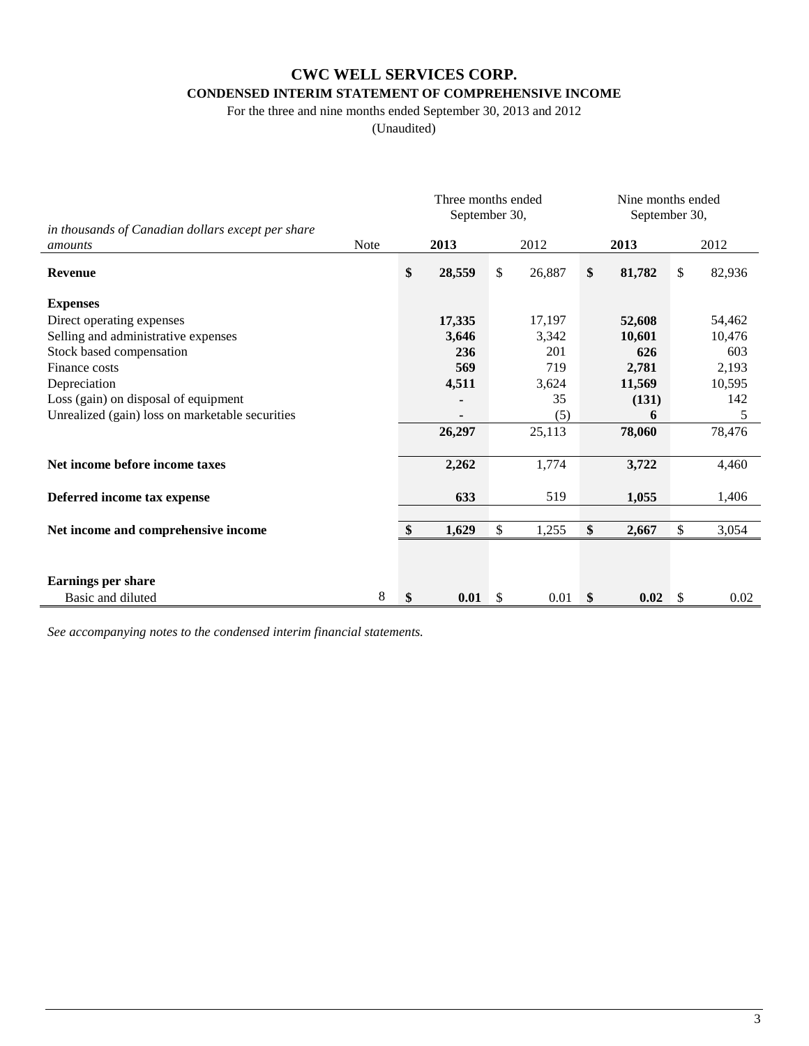# CWC WELL SERVICES CORP.

## CONDENSED INTERIM STATEMENT OF COMPREHENSIVE INCOME

For the three and nine months ended September 30, 2013 and 2012

(Unaudited)

| *in thousands of Canadian dollars except per share amounts* | Note | Three months ended September 30, 2013 | Three months ended September 30, 2012 | Nine months ended September 30, 2013 | Nine months ended September 30, 2012 |
|---|---|---|---|---|---|
| **Revenue** | | **$ 28,559** | $ 26,887 | **$ 81,782** | $ 82,936 |
| **Expenses** | | | | | |
| Direct operating expenses | | **17,335** | 17,197 | **52,608** | 54,462 |
| Selling and administrative expenses | | **3,646** | 3,342 | **10,601** | 10,476 |
| Stock based compensation | | **236** | 201 | **626** | 603 |
| Finance costs | | **569** | 719 | **2,781** | 2,193 |
| Depreciation | | **4,511** | 3,624 | **11,569** | 10,595 |
| Loss (gain) on disposal of equipment | | **-** | 35 | **(131)** | 142 |
| Unrealized (gain) loss on marketable securities | | **-** | (5) | **6** | 5 |
| | | **26,297** | 25,113 | **78,060** | 78,476 |
| **Net income before income taxes** | | **2,262** | 1,774 | **3,722** | 4,460 |
| **Deferred income tax expense** | | **633** | 519 | **1,055** | 1,406 |
| **Net income and comprehensive income** | | **$ 1,629** | $ 1,255 | **$ 2,667** | $ 3,054 |
| **Earnings per share** | | | | | |
| Basic and diluted | 8 | **$ 0.01** | $ 0.01 | **$ 0.02** | $ 0.02 |

*See accompanying notes to the condensed interim financial statements.*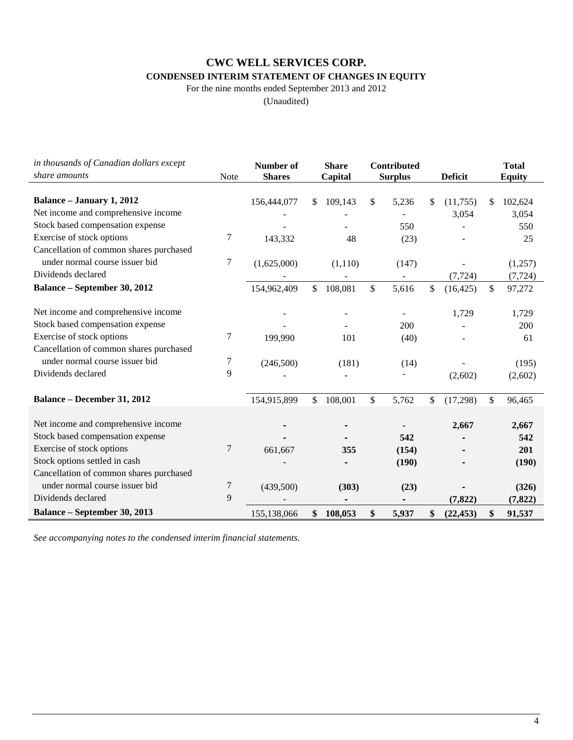# CWC WELL SERVICES CORP.

## CONDENSED INTERIM STATEMENT OF CHANGES IN EQUITY

For the nine months ended September 2013 and 2012

(Unaudited)

| *in thousands of Canadian dollars except share amounts* | Note | Number of Shares | Share Capital | Contributed Surplus | Deficit | Total Equity |
|---|---|---|---|---|---|---|
| **Balance – January 1, 2012** | | 156,444,077 | $ 109,143 | $ 5,236 | $ (11,755) | $ 102,624 |
| Net income and comprehensive income | | - | - | - | 3,054 | 3,054 |
| Stock based compensation expense | | - | - | 550 | - | 550 |
| Exercise of stock options | 7 | 143,332 | 48 | (23) | - | 25 |
| Cancellation of common shares purchased under normal course issuer bid | 7 | (1,625,000) | (1,110) | (147) | - | (1,257) |
| Dividends declared | | - | - | - | (7,724) | (7,724) |
| **Balance – September 30, 2012** | | 154,962,409 | $ 108,081 | $ 5,616 | $ (16,425) | $ 97,272 |
| Net income and comprehensive income | | - | - | - | 1,729 | 1,729 |
| Stock based compensation expense | | - | - | 200 | - | 200 |
| Exercise of stock options | 7 | 199,990 | 101 | (40) | - | 61 |
| Cancellation of common shares purchased under normal course issuer bid | 7 | (246,500) | (181) | (14) | - | (195) |
| Dividends declared | 9 | - | - | - | (2,602) | (2,602) |
| **Balance – December 31, 2012** | | 154,915,899 | $ 108,001 | $ 5,762 | $ (17,298) | $ 96,465 |
| Net income and comprehensive income | | **-** | **-** | **-** | **2,667** | **2,667** |
| Stock based compensation expense | | **-** | **-** | **542** | **-** | **542** |
| Exercise of stock options | 7 | 661,667 | **355** | **(154)** | **-** | **201** |
| Stock options settled in cash | | - | **-** | **(190)** | **-** | **(190)** |
| Cancellation of common shares purchased under normal course issuer bid | 7 | (439,500) | **(303)** | **(23)** | **-** | **(326)** |
| Dividends declared | 9 | - | **-** | **-** | **(7,822)** | **(7,822)** |
| **Balance – September 30, 2013** | | 155,138,066 | **$ 108,053** | **$ 5,937** | **$ (22,453)** | **$ 91,537** |

*See accompanying notes to the condensed interim financial statements.*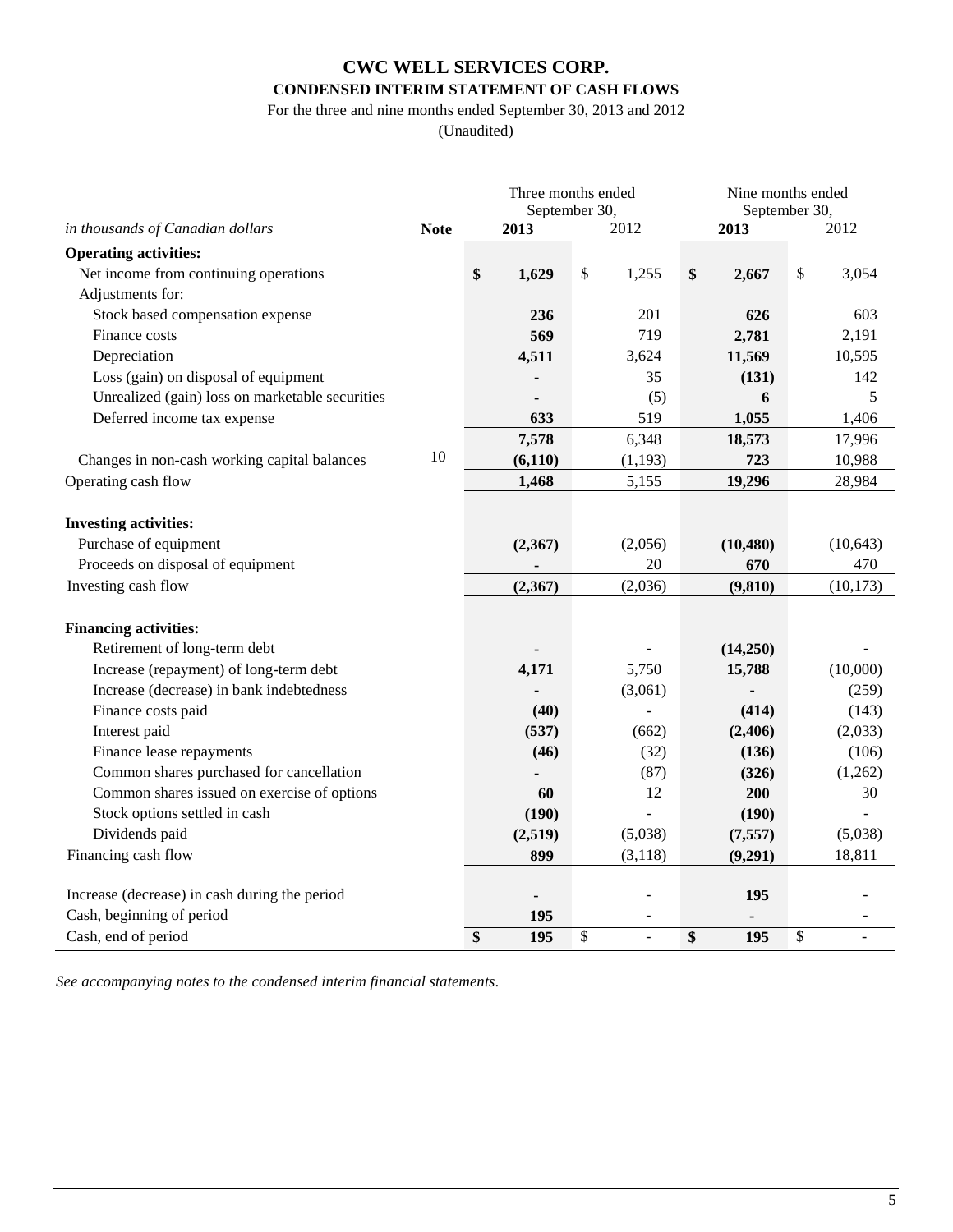# CWC WELL SERVICES CORP.

## CONDENSED INTERIM STATEMENT OF CASH FLOWS

For the three and nine months ended September 30, 2013 and 2012

(Unaudited)

| *in thousands of Canadian dollars* | Note | Three months ended September 30, 2013 | Three months ended September 30, 2012 | Nine months ended September 30, 2013 | Nine months ended September 30, 2012 |
|---|---|---|---|---|---|
| **Operating activities:** | | | | | |
| Net income from continuing operations | | **$ 1,629** | $ 1,255 | **$ 2,667** | $ 3,054 |
| Adjustments for: | | | | | |
| Stock based compensation expense | | **236** | 201 | **626** | 603 |
| Finance costs | | **569** | 719 | **2,781** | 2,191 |
| Depreciation | | **4,511** | 3,624 | **11,569** | 10,595 |
| Loss (gain) on disposal of equipment | | **-** | 35 | **(131)** | 142 |
| Unrealized (gain) loss on marketable securities | | **-** | (5) | **6** | 5 |
| Deferred income tax expense | | **633** | 519 | **1,055** | 1,406 |
| | | **7,578** | 6,348 | **18,573** | 17,996 |
| Changes in non-cash working capital balances | 10 | **(6,110)** | (1,193) | **723** | 10,988 |
| Operating cash flow | | **1,468** | 5,155 | **19,296** | 28,984 |
| **Investing activities:** | | | | | |
| Purchase of equipment | | **(2,367)** | (2,056) | **(10,480)** | (10,643) |
| Proceeds on disposal of equipment | | **-** | 20 | **670** | 470 |
| Investing cash flow | | **(2,367)** | (2,036) | **(9,810)** | (10,173) |
| **Financing activities:** | | | | | |
| Retirement of long-term debt | | **-** | - | **(14,250)** | - |
| Increase (repayment) of long-term debt | | **4,171** | 5,750 | **15,788** | (10,000) |
| Increase (decrease) in bank indebtedness | | **-** | (3,061) | **-** | (259) |
| Finance costs paid | | **(40)** | - | **(414)** | (143) |
| Interest paid | | **(537)** | (662) | **(2,406)** | (2,033) |
| Finance lease repayments | | **(46)** | (32) | **(136)** | (106) |
| Common shares purchased for cancellation | | **-** | (87) | **(326)** | (1,262) |
| Common shares issued on exercise of options | | **60** | 12 | **200** | 30 |
| Stock options settled in cash | | **(190)** | - | **(190)** | - |
| Dividends paid | | **(2,519)** | (5,038) | **(7,557)** | (5,038) |
| Financing cash flow | | **899** | (3,118) | **(9,291)** | 18,811 |
| Increase (decrease) in cash during the period | | **-** | - | **195** | - |
| Cash, beginning of period | | **195** | - | **-** | - |
| Cash, end of period | | **$ 195** | $ - | **$ 195** | $ - |

*See accompanying notes to the condensed interim financial statements.*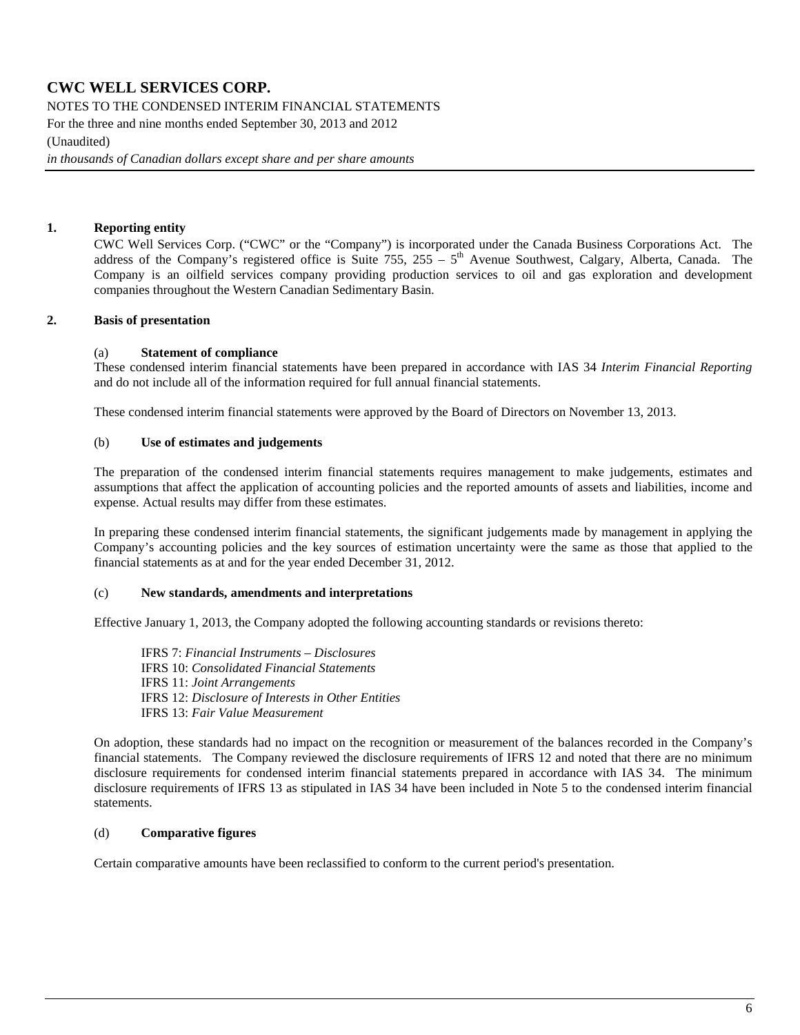# CWC WELL SERVICES CORP.

NOTES TO THE CONDENSED INTERIM FINANCIAL STATEMENTS

For the three and nine months ended September 30, 2013 and 2012

(Unaudited)

*in thousands of Canadian dollars except share and per share amounts*

## 1. Reporting entity

CWC Well Services Corp. ("CWC" or the "Company") is incorporated under the Canada Business Corporations Act. The address of the Company's registered office is Suite 755, 255 – 5th Avenue Southwest, Calgary, Alberta, Canada. The Company is an oilfield services company providing production services to oil and gas exploration and development companies throughout the Western Canadian Sedimentary Basin.

## 2. Basis of presentation

### (a) Statement of compliance

These condensed interim financial statements have been prepared in accordance with IAS 34 *Interim Financial Reporting* and do not include all of the information required for full annual financial statements.

These condensed interim financial statements were approved by the Board of Directors on November 13, 2013.

### (b) Use of estimates and judgements

The preparation of the condensed interim financial statements requires management to make judgements, estimates and assumptions that affect the application of accounting policies and the reported amounts of assets and liabilities, income and expense. Actual results may differ from these estimates.

In preparing these condensed interim financial statements, the significant judgements made by management in applying the Company's accounting policies and the key sources of estimation uncertainty were the same as those that applied to the financial statements as at and for the year ended December 31, 2012.

### (c) New standards, amendments and interpretations

Effective January 1, 2013, the Company adopted the following accounting standards or revisions thereto:

IFRS 7: *Financial Instruments – Disclosures*
IFRS 10: *Consolidated Financial Statements*
IFRS 11: *Joint Arrangements*
IFRS 12: *Disclosure of Interests in Other Entities*
IFRS 13: *Fair Value Measurement*

On adoption, these standards had no impact on the recognition or measurement of the balances recorded in the Company's financial statements. The Company reviewed the disclosure requirements of IFRS 12 and noted that there are no minimum disclosure requirements for condensed interim financial statements prepared in accordance with IAS 34. The minimum disclosure requirements of IFRS 13 as stipulated in IAS 34 have been included in Note 5 to the condensed interim financial statements.

### (d) Comparative figures

Certain comparative amounts have been reclassified to conform to the current period's presentation.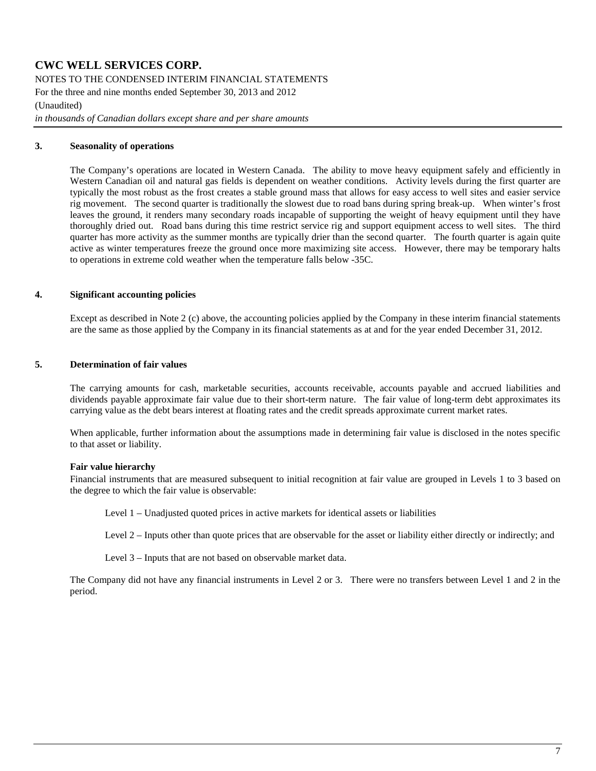## 3. Seasonality of operations

The Company's operations are located in Western Canada. The ability to move heavy equipment safely and efficiently in Western Canadian oil and natural gas fields is dependent on weather conditions. Activity levels during the first quarter are typically the most robust as the frost creates a stable ground mass that allows for easy access to well sites and easier service rig movement. The second quarter is traditionally the slowest due to road bans during spring break-up. When winter's frost leaves the ground, it renders many secondary roads incapable of supporting the weight of heavy equipment until they have thoroughly dried out. Road bans during this time restrict service rig and support equipment access to well sites. The third quarter has more activity as the summer months are typically drier than the second quarter. The fourth quarter is again quite active as winter temperatures freeze the ground once more maximizing site access. However, there may be temporary halts to operations in extreme cold weather when the temperature falls below -35C.

## 4. Significant accounting policies

Except as described in Note 2 (c) above, the accounting policies applied by the Company in these interim financial statements are the same as those applied by the Company in its financial statements as at and for the year ended December 31, 2012.

## 5. Determination of fair values

The carrying amounts for cash, marketable securities, accounts receivable, accounts payable and accrued liabilities and dividends payable approximate fair value due to their short-term nature. The fair value of long-term debt approximates its carrying value as the debt bears interest at floating rates and the credit spreads approximate current market rates.

When applicable, further information about the assumptions made in determining fair value is disclosed in the notes specific to that asset or liability.

**Fair value hierarchy**

Financial instruments that are measured subsequent to initial recognition at fair value are grouped in Levels 1 to 3 based on the degree to which the fair value is observable:

Level 1 – Unadjusted quoted prices in active markets for identical assets or liabilities

Level 2 – Inputs other than quote prices that are observable for the asset or liability either directly or indirectly; and

Level 3 – Inputs that are not based on observable market data.

The Company did not have any financial instruments in Level 2 or 3. There were no transfers between Level 1 and 2 in the period.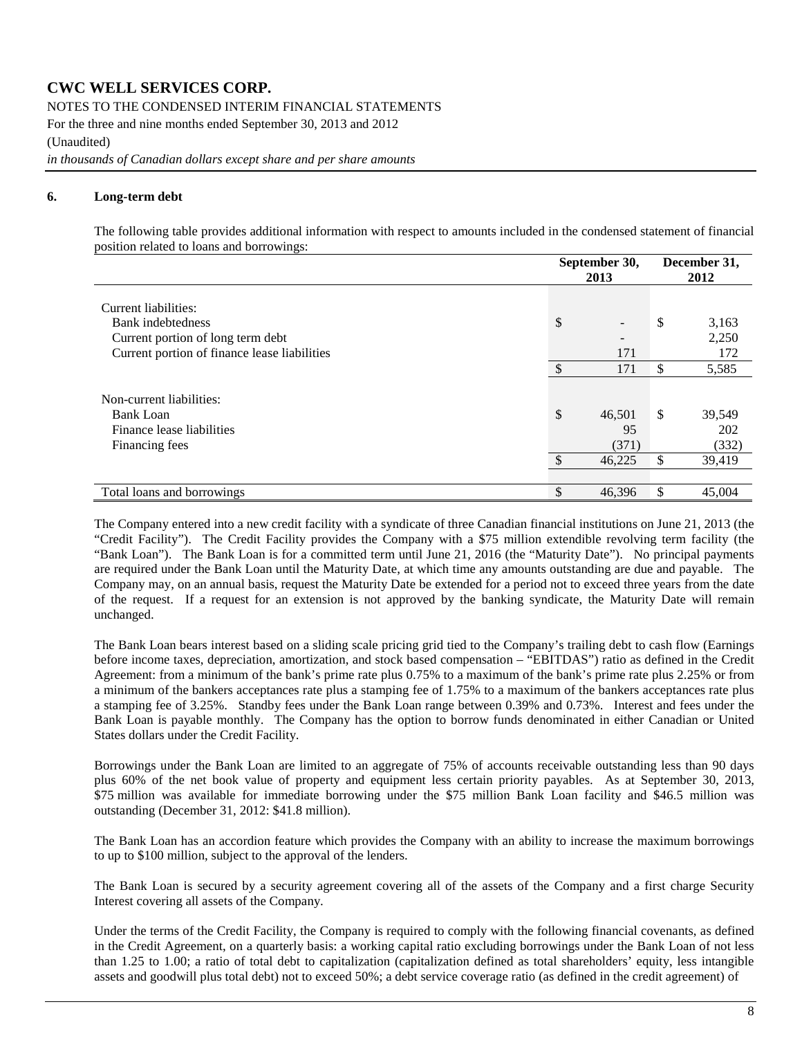### 6. Long-term debt

The following table provides additional information with respect to amounts included in the condensed statement of financial position related to loans and borrowings:

| | September 30, 2013 | December 31, 2012 |
|---|---|---|
| Current liabilities: | | |
| Bank indebtedness | $ - | $ 3,163 |
| Current portion of long term debt | - | 2,250 |
| Current portion of finance lease liabilities | 171 | 172 |
| | $ 171 | $ 5,585 |
| Non-current liabilities: | | |
| Bank Loan | $ 46,501 | $ 39,549 |
| Finance lease liabilities | 95 | 202 |
| Financing fees | (371) | (332) |
| | $ 46,225 | $ 39,419 |
| Total loans and borrowings | $ 46,396 | $ 45,004 |

The Company entered into a new credit facility with a syndicate of three Canadian financial institutions on June 21, 2013 (the "Credit Facility"). The Credit Facility provides the Company with a $75 million extendible revolving term facility (the "Bank Loan"). The Bank Loan is for a committed term until June 21, 2016 (the "Maturity Date"). No principal payments are required under the Bank Loan until the Maturity Date, at which time any amounts outstanding are due and payable. The Company may, on an annual basis, request the Maturity Date be extended for a period not to exceed three years from the date of the request. If a request for an extension is not approved by the banking syndicate, the Maturity Date will remain unchanged.

The Bank Loan bears interest based on a sliding scale pricing grid tied to the Company's trailing debt to cash flow (Earnings before income taxes, depreciation, amortization, and stock based compensation – "EBITDAS") ratio as defined in the Credit Agreement: from a minimum of the bank's prime rate plus 0.75% to a maximum of the bank's prime rate plus 2.25% or from a minimum of the bankers acceptances rate plus a stamping fee of 1.75% to a maximum of the bankers acceptances rate plus a stamping fee of 3.25%. Standby fees under the Bank Loan range between 0.39% and 0.73%. Interest and fees under the Bank Loan is payable monthly. The Company has the option to borrow funds denominated in either Canadian or United States dollars under the Credit Facility.

Borrowings under the Bank Loan are limited to an aggregate of 75% of accounts receivable outstanding less than 90 days plus 60% of the net book value of property and equipment less certain priority payables. As at September 30, 2013, $75 million was available for immediate borrowing under the $75 million Bank Loan facility and $46.5 million was outstanding (December 31, 2012: $41.8 million).

The Bank Loan has an accordion feature which provides the Company with an ability to increase the maximum borrowings to up to $100 million, subject to the approval of the lenders.

The Bank Loan is secured by a security agreement covering all of the assets of the Company and a first charge Security Interest covering all assets of the Company.

Under the terms of the Credit Facility, the Company is required to comply with the following financial covenants, as defined in the Credit Agreement, on a quarterly basis: a working capital ratio excluding borrowings under the Bank Loan of not less than 1.25 to 1.00; a ratio of total debt to capitalization (capitalization defined as total shareholders' equity, less intangible assets and goodwill plus total debt) not to exceed 50%; a debt service coverage ratio (as defined in the credit agreement) of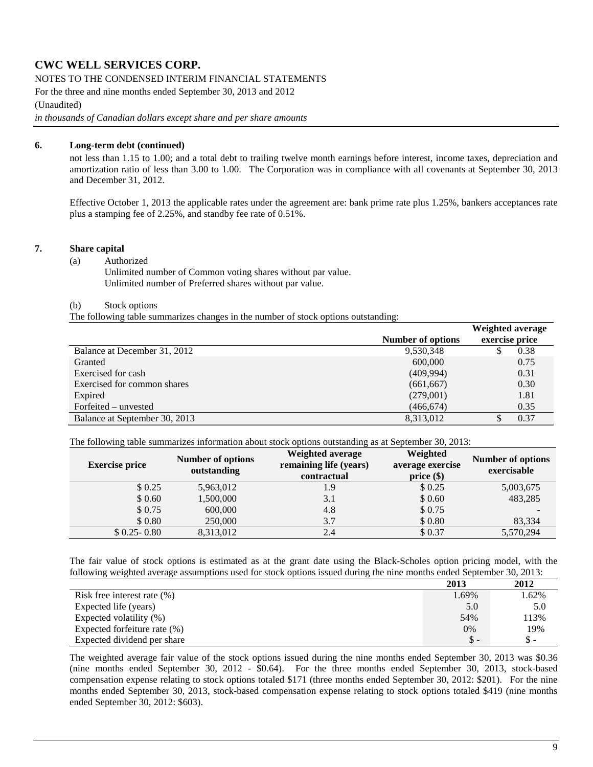# CWC WELL SERVICES CORP.

NOTES TO THE CONDENSED INTERIM FINANCIAL STATEMENTS
For the three and nine months ended September 30, 2013 and 2012
(Unaudited)
*in thousands of Canadian dollars except share and per share amounts*

## 6. Long-term debt (continued)

not less than 1.15 to 1.00; and a total debt to trailing twelve month earnings before interest, income taxes, depreciation and amortization ratio of less than 3.00 to 1.00. The Corporation was in compliance with all covenants at September 30, 2013 and December 31, 2012.

Effective October 1, 2013 the applicable rates under the agreement are: bank prime rate plus 1.25%, bankers acceptances rate plus a stamping fee of 2.25%, and standby fee rate of 0.51%.

## 7. Share capital

(a) Authorized

Unlimited number of Common voting shares without par value.
Unlimited number of Preferred shares without par value.

(b) Stock options

The following table summarizes changes in the number of stock options outstanding:

| | Number of options | Weighted average exercise price |
|---|---|---|
| Balance at December 31, 2012 | 9,530,348 | $ 0.38 |
| Granted | 600,000 | 0.75 |
| Exercised for cash | (409,994) | 0.31 |
| Exercised for common shares | (661,667) | 0.30 |
| Expired | (279,001) | 1.81 |
| Forfeited – unvested | (466,674) | 0.35 |
| Balance at September 30, 2013 | 8,313,012 | $ 0.37 |

The following table summarizes information about stock options outstanding as at September 30, 2013:

| Exercise price | Number of options outstanding | Weighted average remaining life (years) contractual | Weighted average exercise price ($) | Number of options exercisable |
|---|---|---|---|---|
| $ 0.25 | 5,963,012 | 1.9 | $ 0.25 | 5,003,675 |
| $ 0.60 | 1,500,000 | 3.1 | $ 0.60 | 483,285 |
| $ 0.75 | 600,000 | 4.8 | $ 0.75 | - |
| $ 0.80 | 250,000 | 3.7 | $ 0.80 | 83,334 |
| $ 0.25- 0.80 | 8,313,012 | 2.4 | $ 0.37 | 5,570,294 |

The fair value of stock options is estimated as at the grant date using the Black-Scholes option pricing model, with the following weighted average assumptions used for stock options issued during the nine months ended September 30, 2013:

| | 2013 | 2012 |
|---|---|---|
| Risk free interest rate (%) | 1.69% | 1.62% |
| Expected life (years) | 5.0 | 5.0 |
| Expected volatility (%) | 54% | 113% |
| Expected forfeiture rate (%) | 0% | 19% |
| Expected dividend per share | $ - | $ - |

The weighted average fair value of the stock options issued during the nine months ended September 30, 2013 was $0.36 (nine months ended September 30, 2012 - $0.64). For the three months ended September 30, 2013, stock-based compensation expense relating to stock options totaled $171 (three months ended September 30, 2012: $201). For the nine months ended September 30, 2013, stock-based compensation expense relating to stock options totaled $419 (nine months ended September 30, 2012: $603).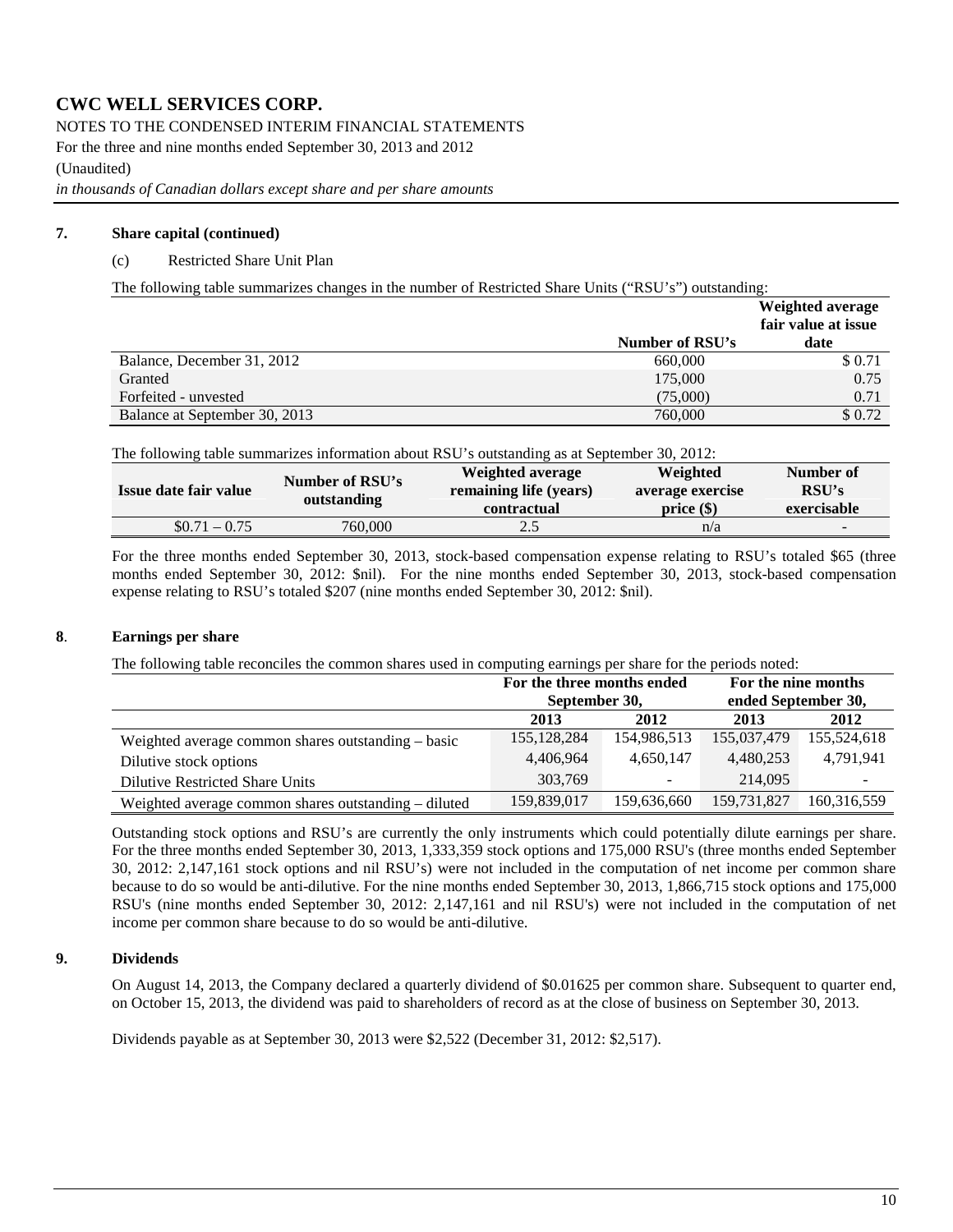# CWC WELL SERVICES CORP.

NOTES TO THE CONDENSED INTERIM FINANCIAL STATEMENTS
For the three and nine months ended September 30, 2013 and 2012
(Unaudited)
*in thousands of Canadian dollars except share and per share amounts*

## 7. Share capital (continued)

(c) Restricted Share Unit Plan

The following table summarizes changes in the number of Restricted Share Units ("RSU's") outstanding:

| | Number of RSU's | Weighted average fair value at issue date |
|---|---|---|
| Balance, December 31, 2012 | 660,000 | $ 0.71 |
| Granted | 175,000 | 0.75 |
| Forfeited - unvested | (75,000) | 0.71 |
| Balance at September 30, 2013 | 760,000 | $ 0.72 |

The following table summarizes information about RSU's outstanding as at September 30, 2012:

| Issue date fair value | Number of RSU's outstanding | Weighted average remaining life (years) contractual | Weighted average exercise price ($) | Number of RSU's exercisable |
|---|---|---|---|---|
| $0.71 – 0.75 | 760,000 | 2.5 | n/a | - |

For the three months ended September 30, 2013, stock-based compensation expense relating to RSU's totaled $65 (three months ended September 30, 2012: $nil). For the nine months ended September 30, 2013, stock-based compensation expense relating to RSU's totaled $207 (nine months ended September 30, 2012: $nil).

## 8. Earnings per share

The following table reconciles the common shares used in computing earnings per share for the periods noted:

| | For the three months ended September 30, | | For the nine months ended September 30, | |
|---|---|---|---|---|
| | 2013 | 2012 | 2013 | 2012 |
| Weighted average common shares outstanding – basic | 155,128,284 | 154,986,513 | 155,037,479 | 155,524,618 |
| Dilutive stock options | 4,406,964 | 4,650,147 | 4,480,253 | 4,791,941 |
| Dilutive Restricted Share Units | 303,769 | - | 214,095 | - |
| Weighted average common shares outstanding – diluted | 159,839,017 | 159,636,660 | 159,731,827 | 160,316,559 |

Outstanding stock options and RSU's are currently the only instruments which could potentially dilute earnings per share. For the three months ended September 30, 2013, 1,333,359 stock options and 175,000 RSU's (three months ended September 30, 2012: 2,147,161 stock options and nil RSU's) were not included in the computation of net income per common share because to do so would be anti-dilutive. For the nine months ended September 30, 2013, 1,866,715 stock options and 175,000 RSU's (nine months ended September 30, 2012: 2,147,161 and nil RSU's) were not included in the computation of net income per common share because to do so would be anti-dilutive.

## 9. Dividends

On August 14, 2013, the Company declared a quarterly dividend of $0.01625 per common share. Subsequent to quarter end, on October 15, 2013, the dividend was paid to shareholders of record as at the close of business on September 30, 2013.

Dividends payable as at September 30, 2013 were $2,522 (December 31, 2012: $2,517).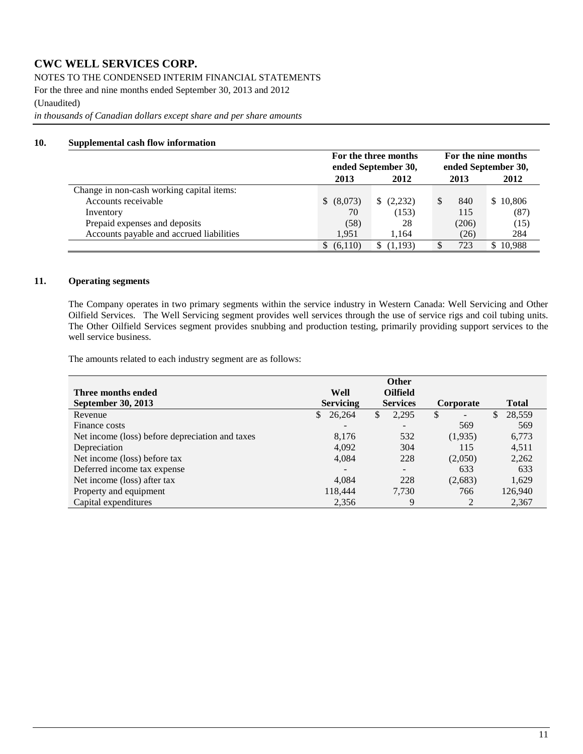# CWC WELL SERVICES CORP.

NOTES TO THE CONDENSED INTERIM FINANCIAL STATEMENTS

For the three and nine months ended September 30, 2013 and 2012

(Unaudited)

*in thousands of Canadian dollars except share and per share amounts*

## 10. Supplemental cash flow information

| | For the three months ended September 30, | | For the nine months ended September 30, | |
|---|---|---|---|---|
| | 2013 | 2012 | 2013 | 2012 |
| Change in non-cash working capital items: | | | | |
| Accounts receivable | $ (8,073) | $ (2,232) | $ 840 | $ 10,806 |
| Inventory | 70 | (153) | 115 | (87) |
| Prepaid expenses and deposits | (58) | 28 | (206) | (15) |
| Accounts payable and accrued liabilities | 1,951 | 1,164 | (26) | 284 |
| | $ (6,110) | $ (1,193) | $ 723 | $ 10,988 |

## 11. Operating segments

The Company operates in two primary segments within the service industry in Western Canada: Well Servicing and Other Oilfield Services. The Well Servicing segment provides well services through the use of service rigs and coil tubing units. The Other Oilfield Services segment provides snubbing and production testing, primarily providing support services to the well service business.

The amounts related to each industry segment are as follows:

| Three months ended September 30, 2013 | Well Servicing | Other Oilfield Services | Corporate | Total |
|---|---|---|---|---|
| Revenue | $ 26,264 | $ 2,295 | $ - | $ 28,559 |
| Finance costs | - | - | 569 | 569 |
| Net income (loss) before depreciation and taxes | 8,176 | 532 | (1,935) | 6,773 |
| Depreciation | 4,092 | 304 | 115 | 4,511 |
| Net income (loss) before tax | 4,084 | 228 | (2,050) | 2,262 |
| Deferred income tax expense | - | - | 633 | 633 |
| Net income (loss) after tax | 4,084 | 228 | (2,683) | 1,629 |
| Property and equipment | 118,444 | 7,730 | 766 | 126,940 |
| Capital expenditures | 2,356 | 9 | 2 | 2,367 |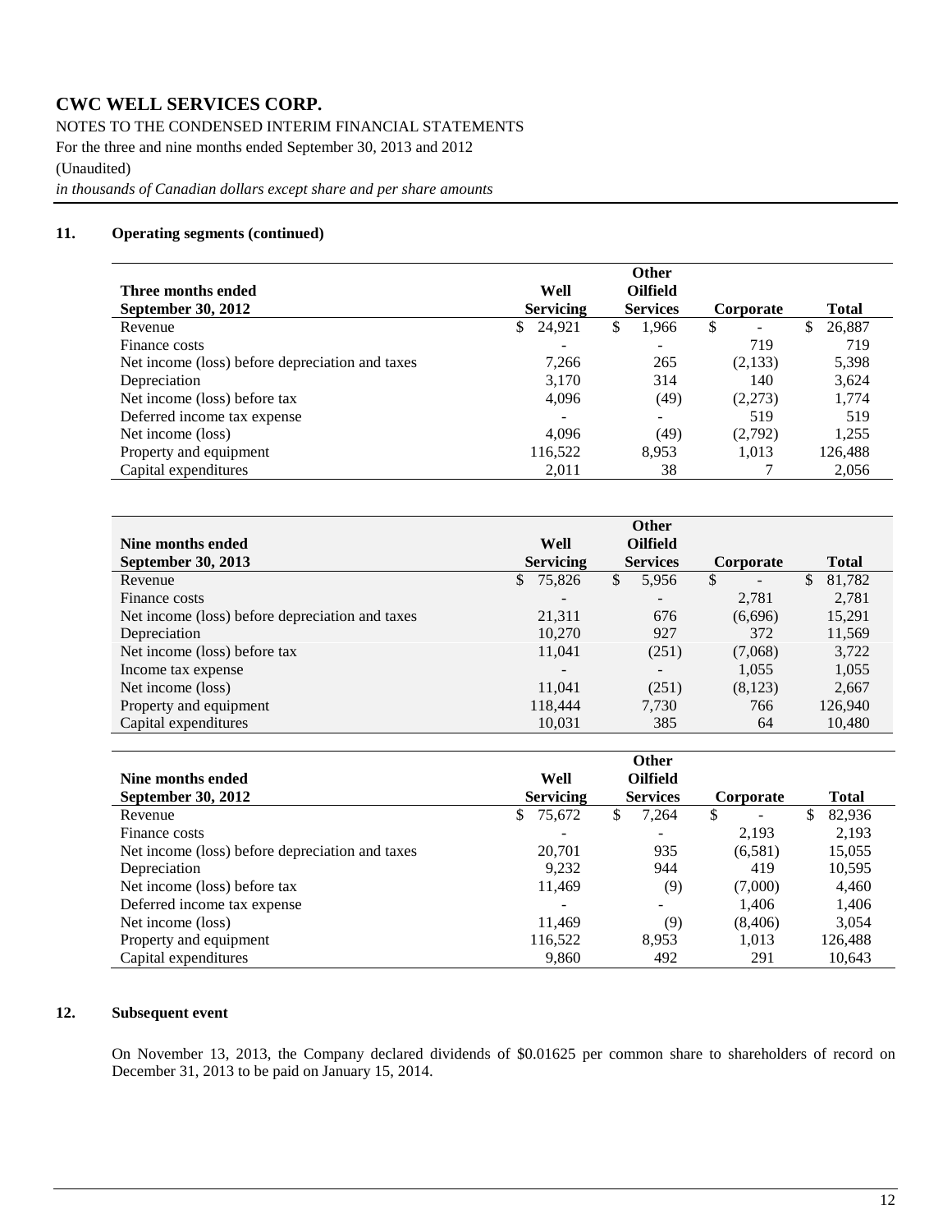# CWC WELL SERVICES CORP.

NOTES TO THE CONDENSED INTERIM FINANCIAL STATEMENTS

For the three and nine months ended September 30, 2013 and 2012

(Unaudited)

*in thousands of Canadian dollars except share and per share amounts*

## 11. Operating segments (continued)

| Three months ended September 30, 2012 | Well Servicing | Other Oilfield Services | Corporate | Total |
|---|---|---|---|---|
| Revenue | $ 24,921 | $ 1,966 | $ - | $ 26,887 |
| Finance costs | - | - | 719 | 719 |
| Net income (loss) before depreciation and taxes | 7,266 | 265 | (2,133) | 5,398 |
| Depreciation | 3,170 | 314 | 140 | 3,624 |
| Net income (loss) before tax | 4,096 | (49) | (2,273) | 1,774 |
| Deferred income tax expense | - | - | 519 | 519 |
| Net income (loss) | 4,096 | (49) | (2,792) | 1,255 |
| Property and equipment | 116,522 | 8,953 | 1,013 | 126,488 |
| Capital expenditures | 2,011 | 38 | 7 | 2,056 |

| Nine months ended September 30, 2013 | Well Servicing | Other Oilfield Services | Corporate | Total |
|---|---|---|---|---|
| Revenue | $ 75,826 | $ 5,956 | $ - | $ 81,782 |
| Finance costs | - | - | 2,781 | 2,781 |
| Net income (loss) before depreciation and taxes | 21,311 | 676 | (6,696) | 15,291 |
| Depreciation | 10,270 | 927 | 372 | 11,569 |
| Net income (loss) before tax | 11,041 | (251) | (7,068) | 3,722 |
| Income tax expense | - | - | 1,055 | 1,055 |
| Net income (loss) | 11,041 | (251) | (8,123) | 2,667 |
| Property and equipment | 118,444 | 7,730 | 766 | 126,940 |
| Capital expenditures | 10,031 | 385 | 64 | 10,480 |

| Nine months ended September 30, 2012 | Well Servicing | Other Oilfield Services | Corporate | Total |
|---|---|---|---|---|
| Revenue | $ 75,672 | $ 7,264 | $ - | $ 82,936 |
| Finance costs | - | - | 2,193 | 2,193 |
| Net income (loss) before depreciation and taxes | 20,701 | 935 | (6,581) | 15,055 |
| Depreciation | 9,232 | 944 | 419 | 10,595 |
| Net income (loss) before tax | 11,469 | (9) | (7,000) | 4,460 |
| Deferred income tax expense | - | - | 1,406 | 1,406 |
| Net income (loss) | 11,469 | (9) | (8,406) | 3,054 |
| Property and equipment | 116,522 | 8,953 | 1,013 | 126,488 |
| Capital expenditures | 9,860 | 492 | 291 | 10,643 |

## 12. Subsequent event

On November 13, 2013, the Company declared dividends of $0.01625 per common share to shareholders of record on December 31, 2013 to be paid on January 15, 2014.